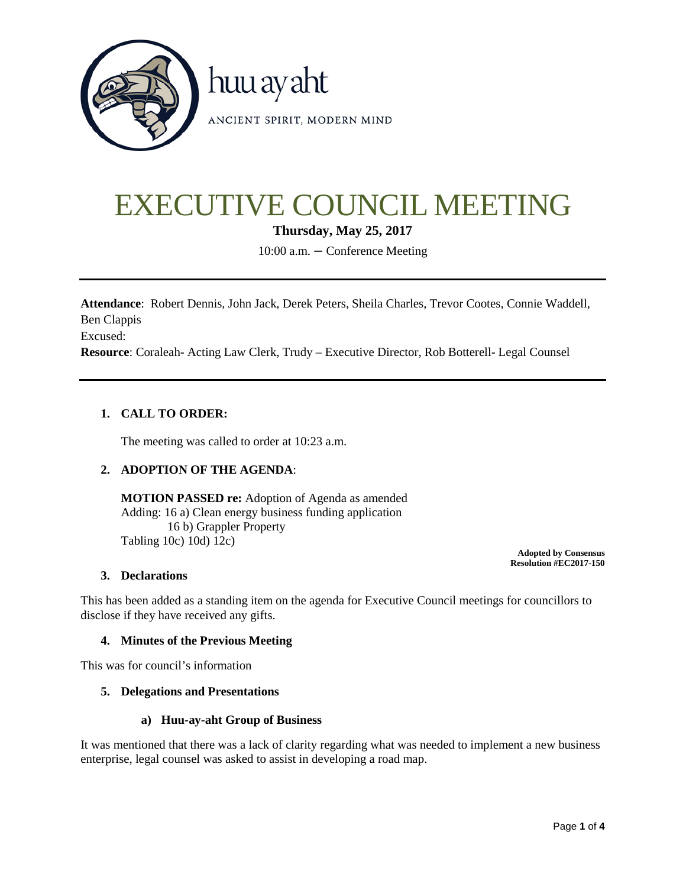huu ay aht

ANCIENT SPIRIT, MODERN MIND

# EXECUTIVE COUNCIL MEETING

**Thursday, May 25, 2017**

10:00 a.m. – Conference Meeting

---

**Attendance**: Robert Dennis, John Jack, Derek Peters, Sheila Charles, Trevor Cootes, Connie Waddell, Ben Clappis

Excused:

**Resource**: Coraleah- Acting Law Clerk, Trudy – Executive Director, Rob Botterell- Legal Counsel

---

## 1. CALL TO ORDER:

The meeting was called to order at 10:23 a.m.

## 2. ADOPTION OF THE AGENDA:

**MOTION PASSED re:** Adoption of Agenda as amended
Adding: 16 a) Clean energy business funding application
16 b) Grappler Property
Tabling 10c) 10d) 12c)

**Adopted by Consensus**
**Resolution #EC2017-150**

## 3. Declarations

This has been added as a standing item on the agenda for Executive Council meetings for councillors to disclose if they have received any gifts.

## 4. Minutes of the Previous Meeting

This was for council's information

## 5. Delegations and Presentations

### a) Huu-ay-aht Group of Business

It was mentioned that there was a lack of clarity regarding what was needed to implement a new business enterprise, legal counsel was asked to assist in developing a road map.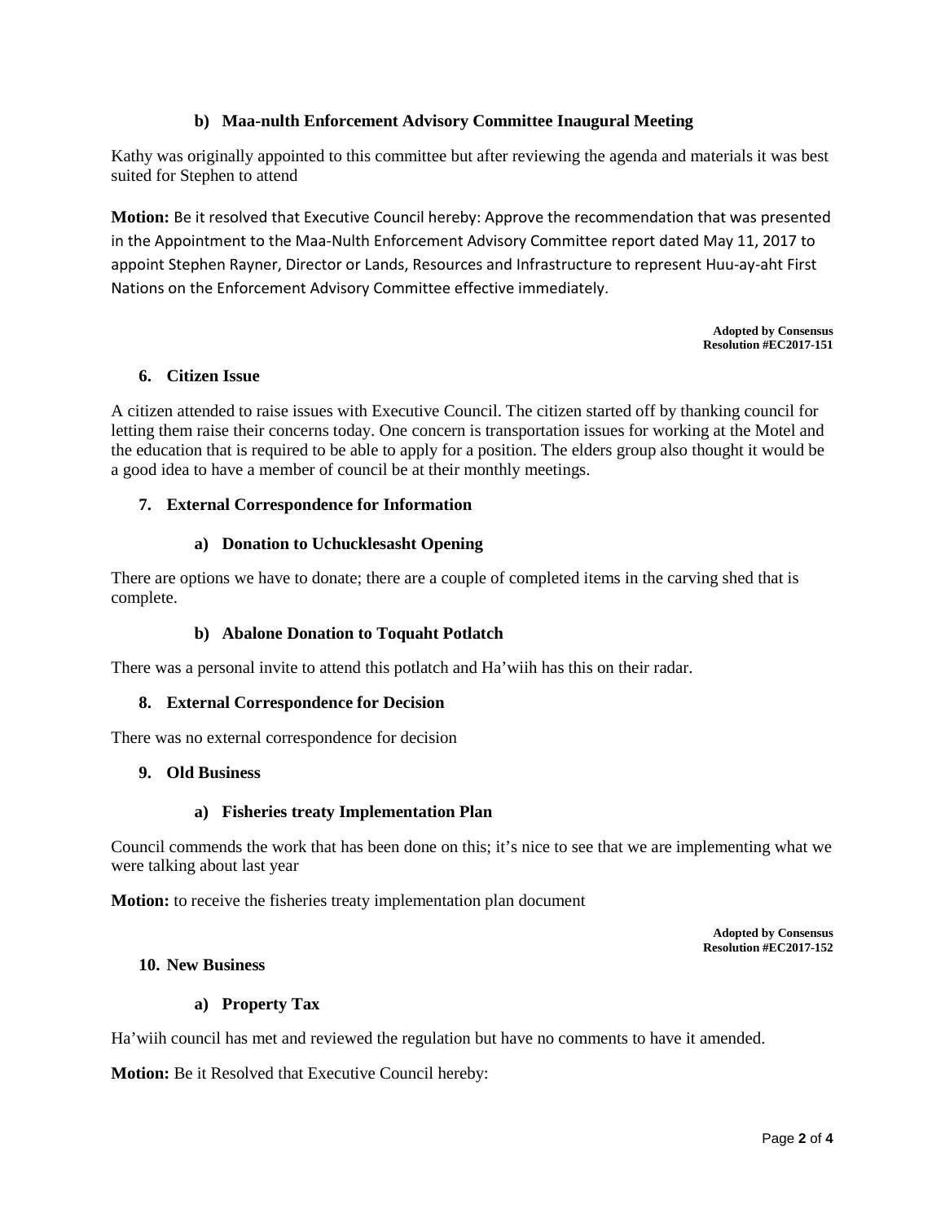### b) Maa-nulth Enforcement Advisory Committee Inaugural Meeting

Kathy was originally appointed to this committee but after reviewing the agenda and materials it was best suited for Stephen to attend

**Motion:** Be it resolved that Executive Council hereby: Approve the recommendation that was presented in the Appointment to the Maa-Nulth Enforcement Advisory Committee report dated May 11, 2017 to appoint Stephen Rayner, Director or Lands, Resources and Infrastructure to represent Huu-ay-aht First Nations on the Enforcement Advisory Committee effective immediately.

**Adopted by Consensus**
**Resolution #EC2017-151**

## 6. Citizen Issue

A citizen attended to raise issues with Executive Council. The citizen started off by thanking council for letting them raise their concerns today. One concern is transportation issues for working at the Motel and the education that is required to be able to apply for a position. The elders group also thought it would be a good idea to have a member of council be at their monthly meetings.

## 7. External Correspondence for Information

### a) Donation to Uchucklesasht Opening

There are options we have to donate; there are a couple of completed items in the carving shed that is complete.

### b) Abalone Donation to Toquaht Potlatch

There was a personal invite to attend this potlatch and Ha'wiih has this on their radar.

## 8. External Correspondence for Decision

There was no external correspondence for decision

## 9. Old Business

### a) Fisheries treaty Implementation Plan

Council commends the work that has been done on this; it's nice to see that we are implementing what we were talking about last year

**Motion:** to receive the fisheries treaty implementation plan document

**Adopted by Consensus**
**Resolution #EC2017-152**

## 10. New Business

### a) Property Tax

Ha'wiih council has met and reviewed the regulation but have no comments to have it amended.

**Motion:** Be it Resolved that Executive Council hereby: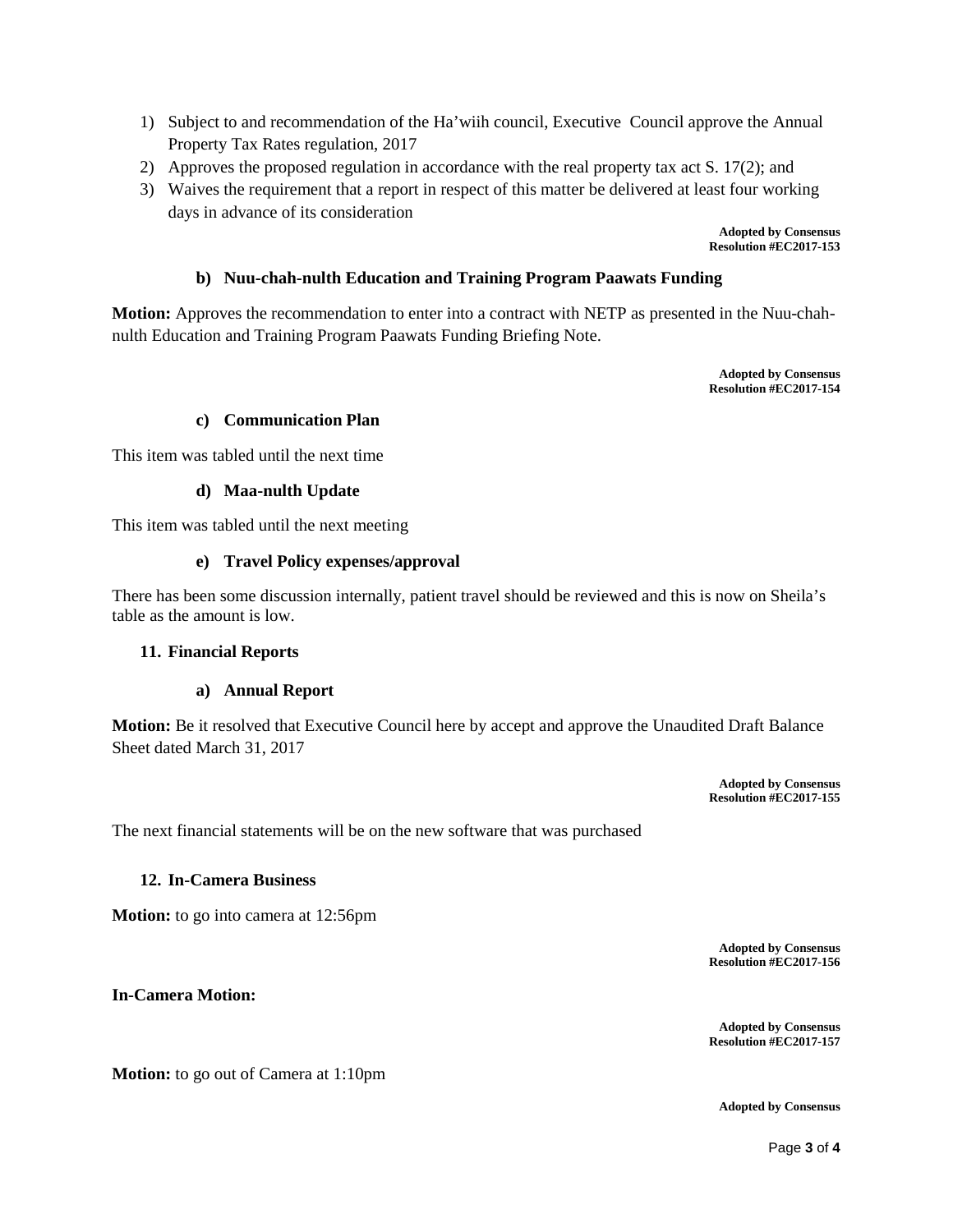1) Subject to and recommendation of the Ha'wiih council, Executive Council approve the Annual Property Tax Rates regulation, 2017
2) Approves the proposed regulation in accordance with the real property tax act S. 17(2); and
3) Waives the requirement that a report in respect of this matter be delivered at least four working days in advance of its consideration

**Adopted by Consensus**
**Resolution #EC2017-153**

#### b) Nuu-chah-nulth Education and Training Program Paawats Funding

**Motion:** Approves the recommendation to enter into a contract with NETP as presented in the Nuu-chah-nulth Education and Training Program Paawats Funding Briefing Note.

**Adopted by Consensus**
**Resolution #EC2017-154**

#### c) Communication Plan

This item was tabled until the next time

#### d) Maa-nulth Update

This item was tabled until the next meeting

#### e) Travel Policy expenses/approval

There has been some discussion internally, patient travel should be reviewed and this is now on Sheila's table as the amount is low.

### 11. Financial Reports

#### a) Annual Report

**Motion:** Be it resolved that Executive Council here by accept and approve the Unaudited Draft Balance Sheet dated March 31, 2017

**Adopted by Consensus**
**Resolution #EC2017-155**

The next financial statements will be on the new software that was purchased

### 12. In-Camera Business

**Motion:** to go into camera at 12:56pm

**Adopted by Consensus**
**Resolution #EC2017-156**

**In-Camera Motion:**

**Adopted by Consensus**
**Resolution #EC2017-157**

**Motion:** to go out of Camera at 1:10pm

**Adopted by Consensus**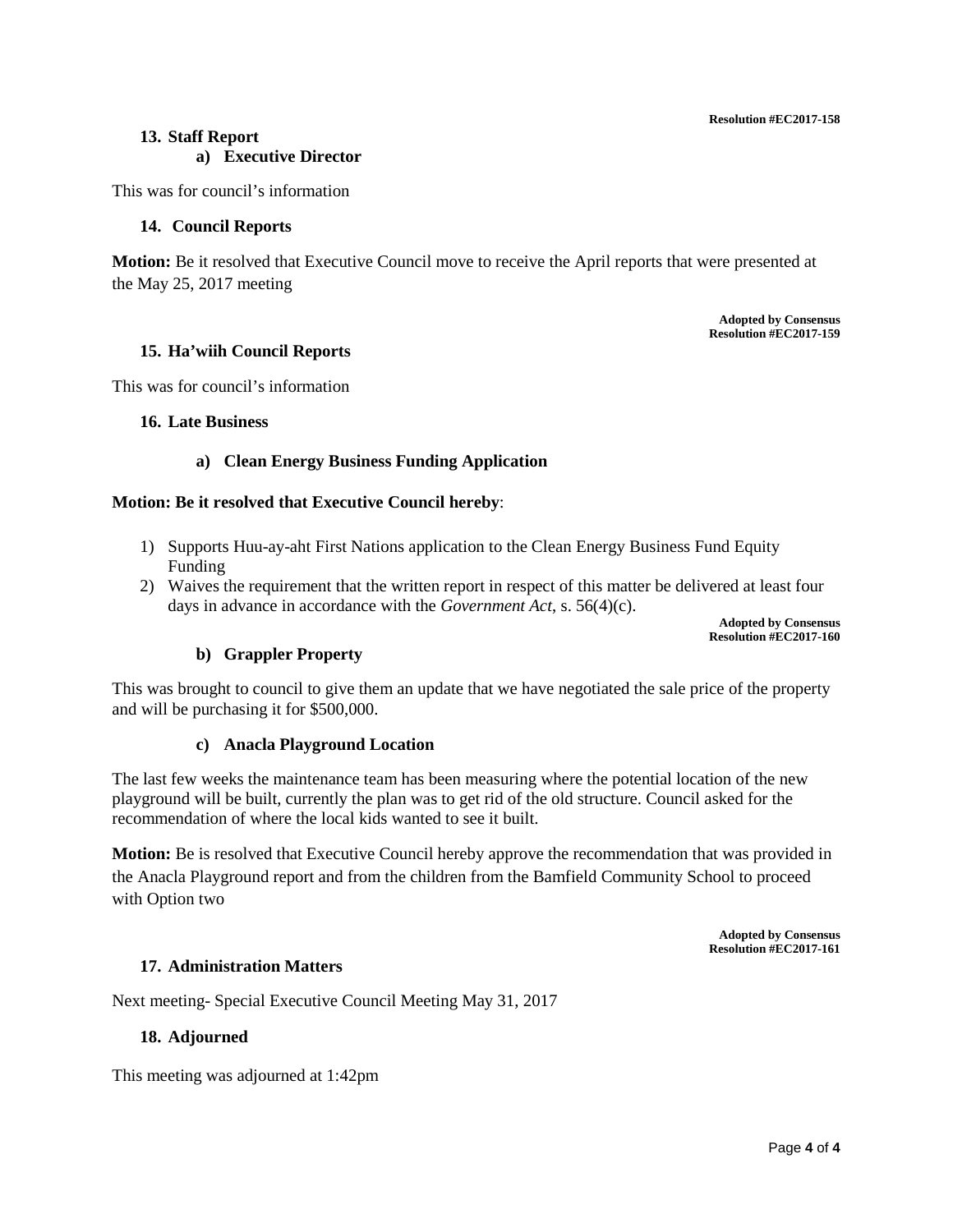**Resolution #EC2017-158**

## 13. Staff Report

### a) Executive Director

This was for council's information

## 14. Council Reports

**Motion:** Be it resolved that Executive Council move to receive the April reports that were presented at the May 25, 2017 meeting

**Adopted by Consensus**
**Resolution #EC2017-159**

## 15. Ha'wiih Council Reports

This was for council's information

## 16. Late Business

### a) Clean Energy Business Funding Application

**Motion: Be it resolved that Executive Council hereby**:

1) Supports Huu-ay-aht First Nations application to the Clean Energy Business Fund Equity Funding
2) Waives the requirement that the written report in respect of this matter be delivered at least four days in advance in accordance with the *Government Act*, s. 56(4)(c).

**Adopted by Consensus**
**Resolution #EC2017-160**

### b) Grappler Property

This was brought to council to give them an update that we have negotiated the sale price of the property and will be purchasing it for $500,000.

### c) Anacla Playground Location

The last few weeks the maintenance team has been measuring where the potential location of the new playground will be built, currently the plan was to get rid of the old structure. Council asked for the recommendation of where the local kids wanted to see it built.

**Motion:** Be is resolved that Executive Council hereby approve the recommendation that was provided in the Anacla Playground report and from the children from the Bamfield Community School to proceed with Option two

**Adopted by Consensus**
**Resolution #EC2017-161**

## 17. Administration Matters

Next meeting- Special Executive Council Meeting May 31, 2017

## 18. Adjourned

This meeting was adjourned at 1:42pm